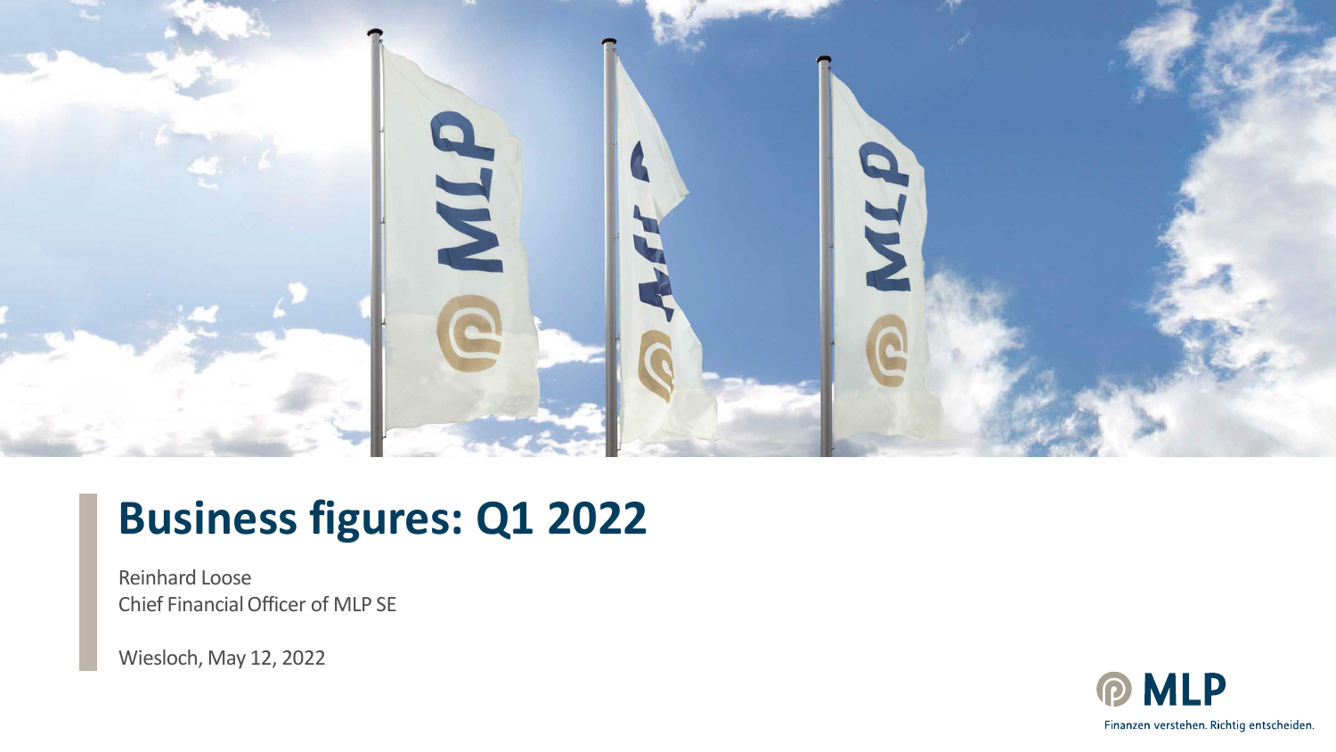# Business figures: Q1 2022

Reinhard Loose
Chief Financial Officer of MLP SE

Wiesloch, May 12, 2022

MLP

Finanzen verstehen. Richtig entscheiden.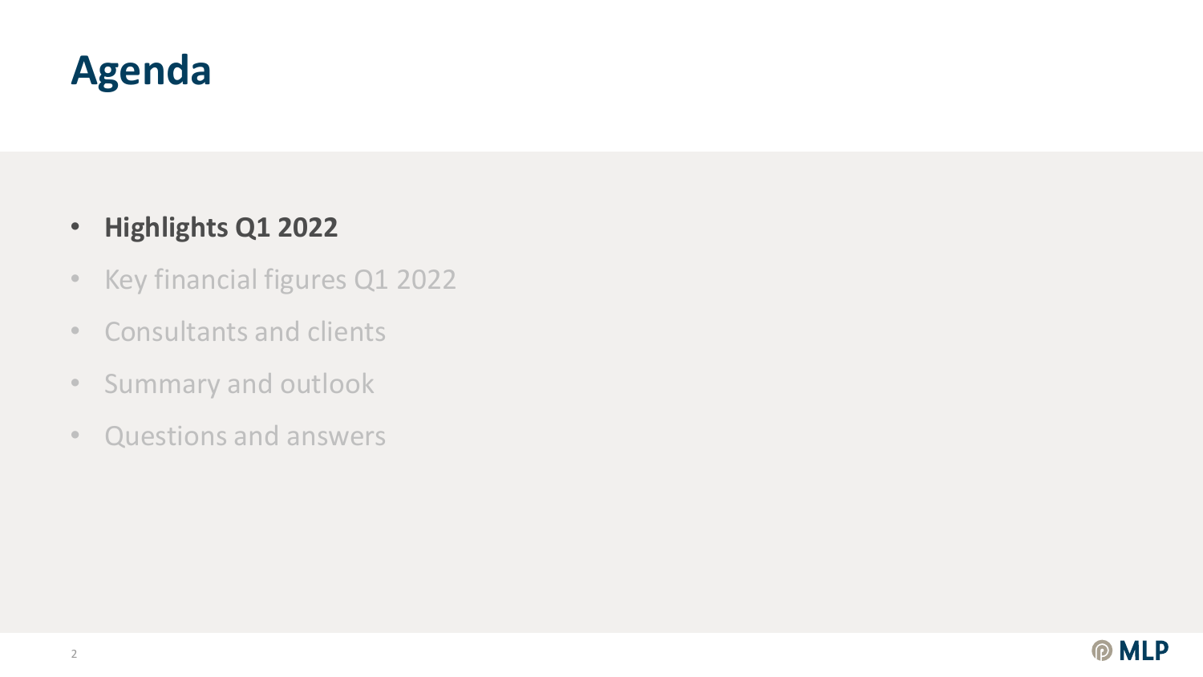# Agenda

- **Highlights Q1 2022**
- Key financial figures Q1 2022
- Consultants and clients
- Summary and outlook
- Questions and answers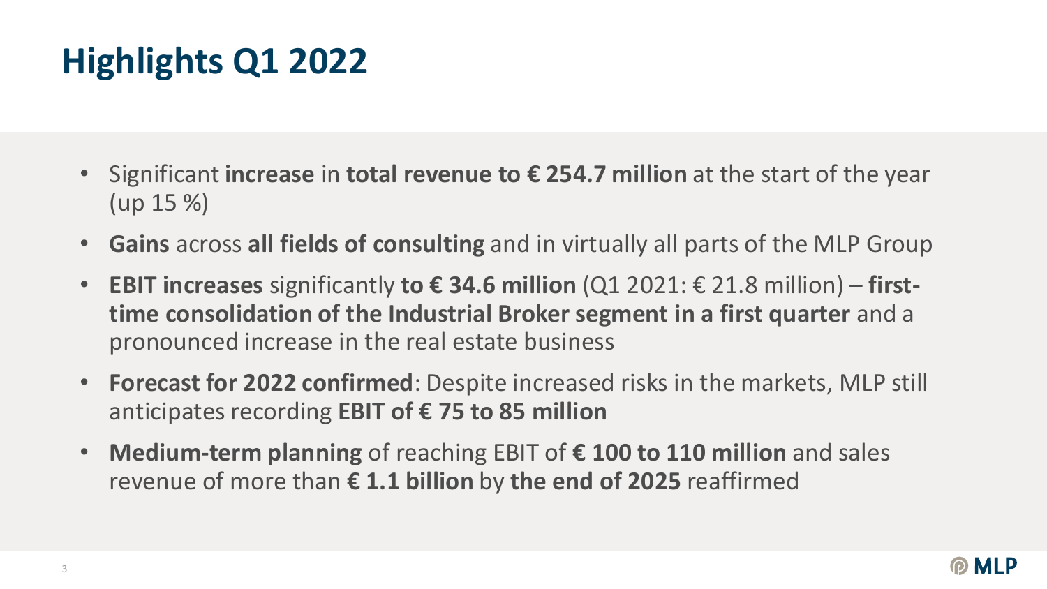# Highlights Q1 2022

- Significant **increase** in **total revenue to € 254.7 million** at the start of the year (up 15 %)
- **Gains** across **all fields of consulting** and in virtually all parts of the MLP Group
- **EBIT increases** significantly **to € 34.6 million** (Q1 2021: € 21.8 million) – **first-time consolidation of the Industrial Broker segment in a first quarter** and a pronounced increase in the real estate business
- **Forecast for 2022 confirmed**: Despite increased risks in the markets, MLP still anticipates recording **EBIT of € 75 to 85 million**
- **Medium-term planning** of reaching EBIT of **€ 100 to 110 million** and sales revenue of more than **€ 1.1 billion** by **the end of 2025** reaffirmed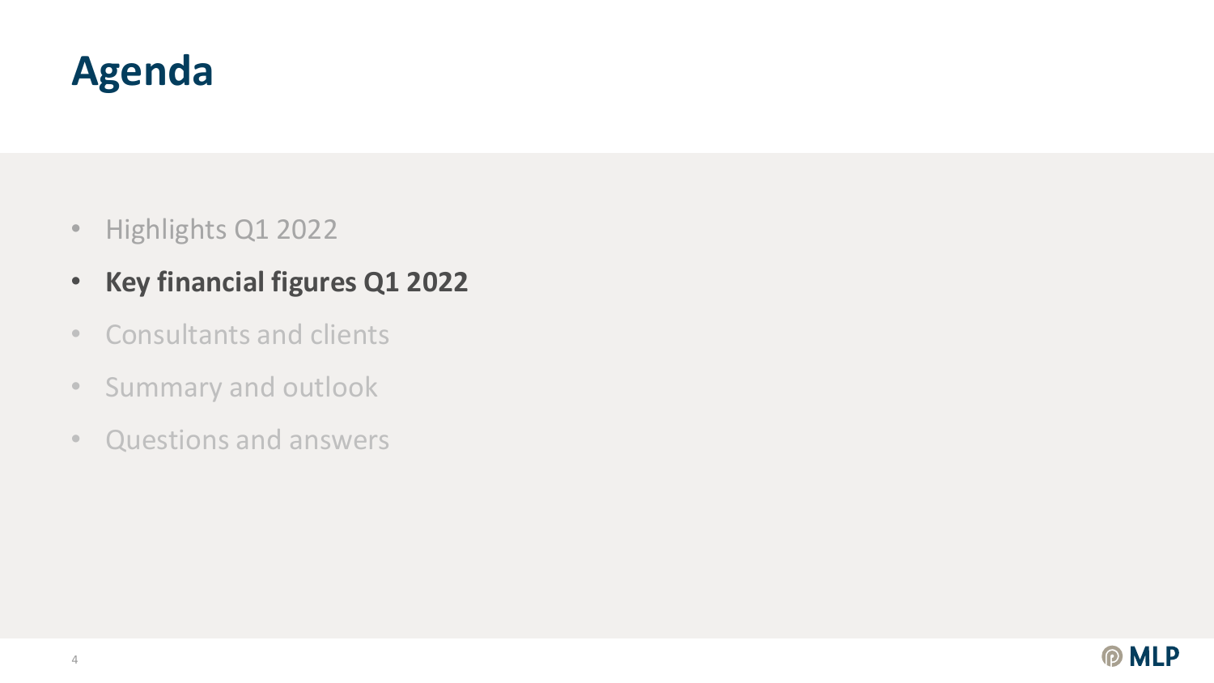# Agenda

- Highlights Q1 2022
- **Key financial figures Q1 2022**
- Consultants and clients
- Summary and outlook
- Questions and answers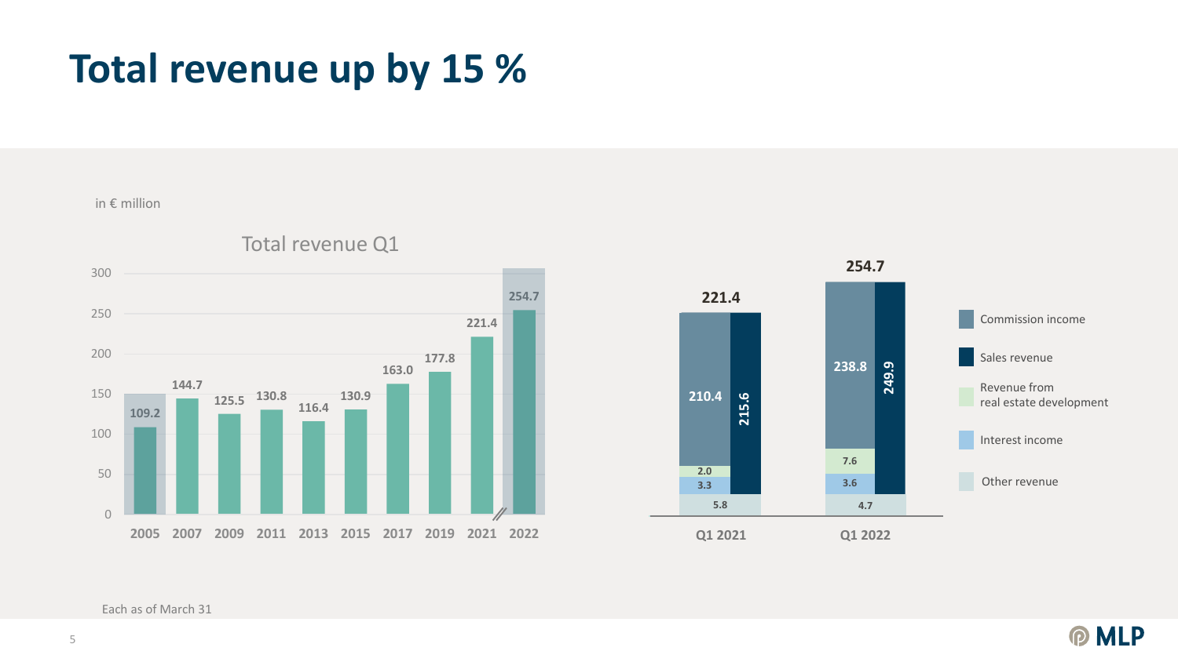# Total revenue up by 15 %

in € million

Total revenue Q1

300
250
200
150
100
50
0

109.2
144.7
125.5
130.8
116.4
130.9
163.0
177.8
221.4
254.7

2005 2007 2009 2011 2013 2015 2017 2019 2021 2022

221.4
254.7

210.4
215.6
2.0
3.3
5.8

238.8
249.9
7.6
3.6
4.7

Q1 2021
Q1 2022

Commission income
Sales revenue
Revenue from real estate development
Interest income
Other revenue

Each as of March 31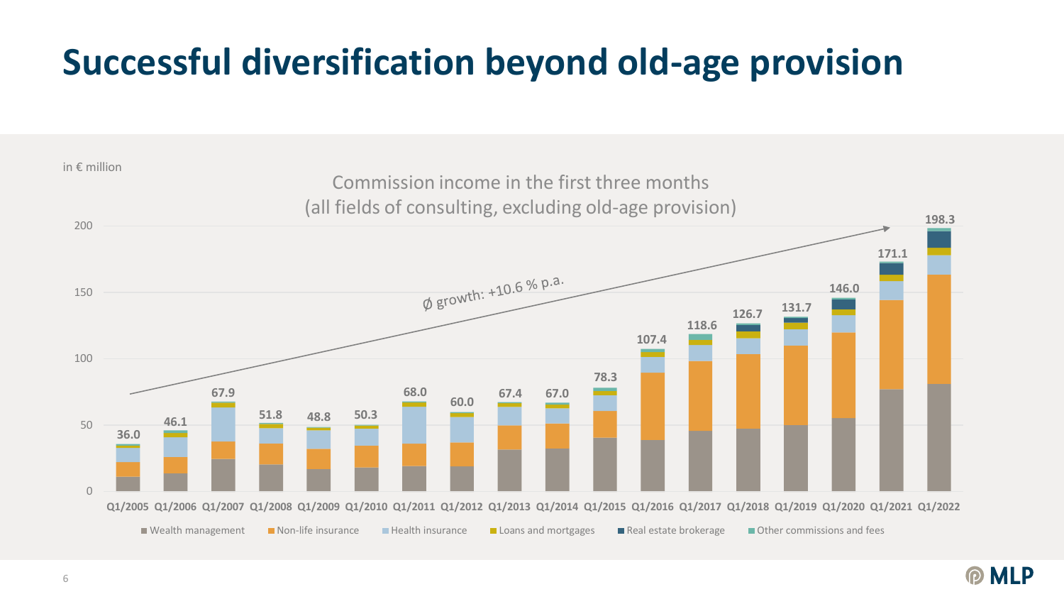# Successful diversification beyond old-age provision

in € million

Commission income in the first three months
(all fields of consulting, excluding old-age provision)

Ø growth: +10.6 % p.a.

| Quarter | Total |
|---|---|
| Q1/2005 | 36.0 |
| Q1/2006 | 46.1 |
| Q1/2007 | 67.9 |
| Q1/2008 | 51.8 |
| Q1/2009 | 48.8 |
| Q1/2010 | 50.3 |
| Q1/2011 | 68.0 |
| Q1/2012 | 60.0 |
| Q1/2013 | 67.4 |
| Q1/2014 | 67.0 |
| Q1/2015 | 78.3 |
| Q1/2016 | 107.4 |
| Q1/2017 | 118.6 |
| Q1/2018 | 126.7 |
| Q1/2019 | 131.7 |
| Q1/2020 | 146.0 |
| Q1/2021 | 171.1 |
| Q1/2022 | 198.3 |

Wealth management | Non-life insurance | Health insurance | Loans and mortgages | Real estate brokerage | Other commissions and fees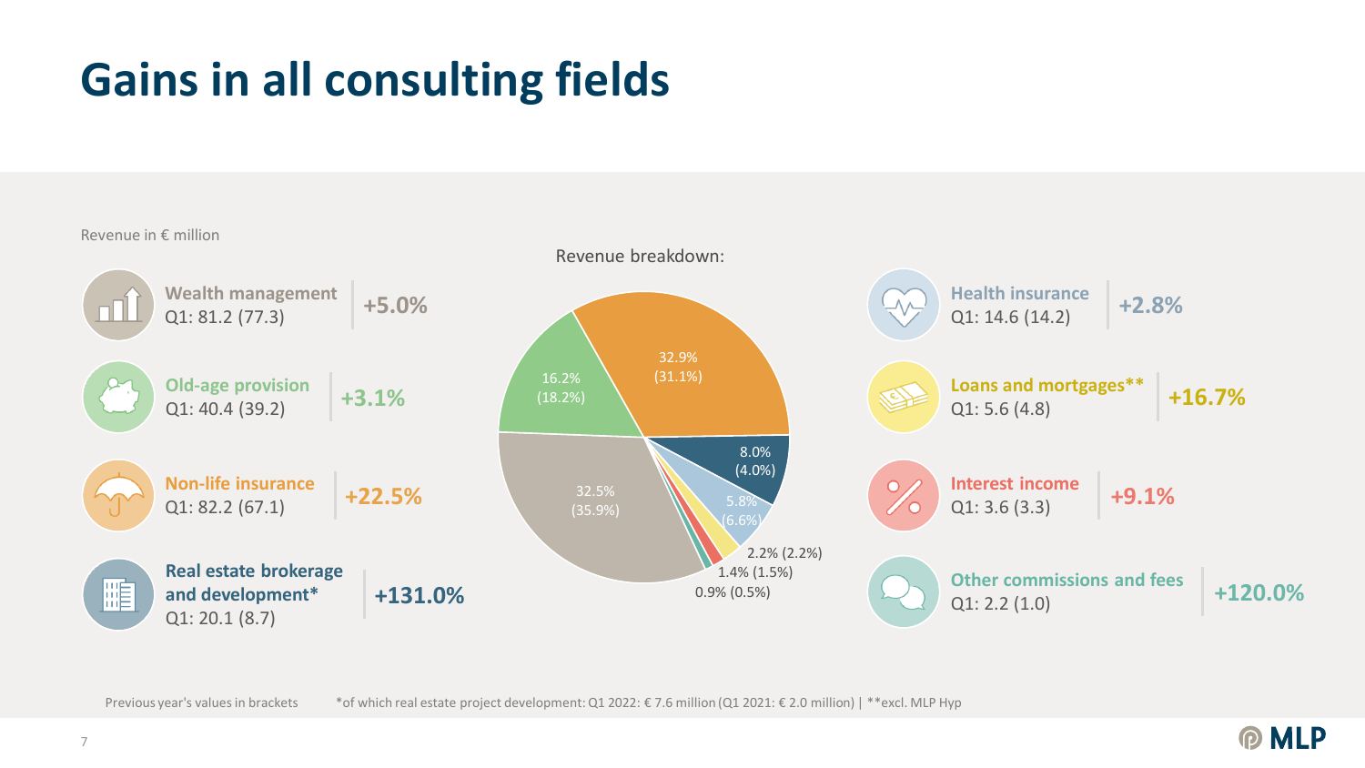# Gains in all consulting fields

Revenue in € million

**Wealth management**
Q1: 81.2 (77.3)
+5.0%

**Old-age provision**
Q1: 40.4 (39.2)
+3.1%

**Non-life insurance**
Q1: 82.2 (67.1)
+22.5%

**Real estate brokerage and development***
Q1: 20.1 (8.7)
+131.0%

Revenue breakdown:

32.9% (31.1%)
16.2% (18.2%)
32.5% (35.9%)
8.0% (4.0%)
5.8% (6.6%)
2.2% (2.2%)
1.4% (1.5%)
0.9% (0.5%)

**Health insurance**
Q1: 14.6 (14.2)
+2.8%

**Loans and mortgages****
Q1: 5.6 (4.8)
+16.7%

**Interest income**
Q1: 3.6 (3.3)
+9.1%

**Other commissions and fees**
Q1: 2.2 (1.0)
+120.0%

Previous year's values in brackets *of which real estate project development: Q1 2022: € 7.6 million (Q1 2021: € 2.0 million) | **excl. MLP Hyp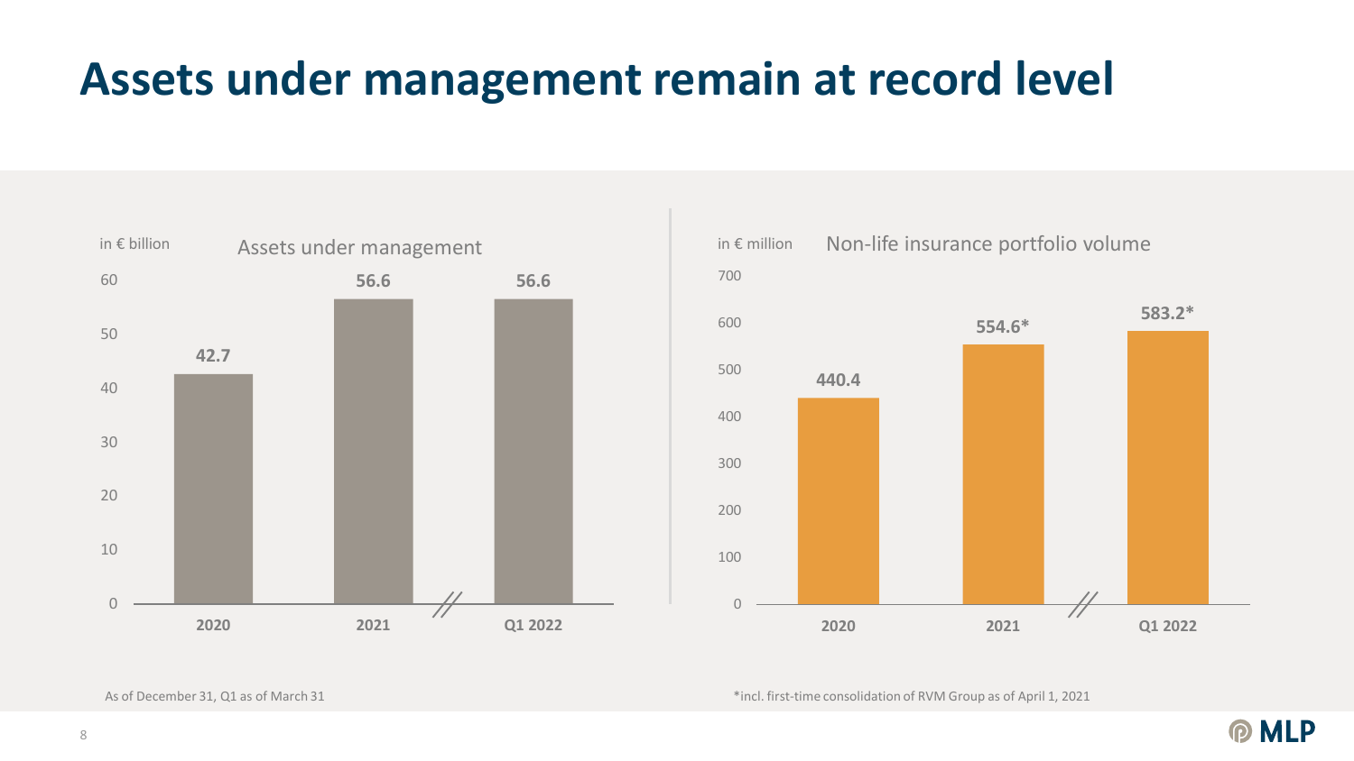# Assets under management remain at record level

in € billion

Assets under management

60
50
40
30
20
10
0

42.7
56.6
56.6

2020
2021
Q1 2022

As of December 31, Q1 as of March 31

in € million

Non-life insurance portfolio volume

700
600
500
400
300
200
100
0

440.4
554.6*
583.2*

2020
2021
Q1 2022

*incl. first-time consolidation of RVM Group as of April 1, 2021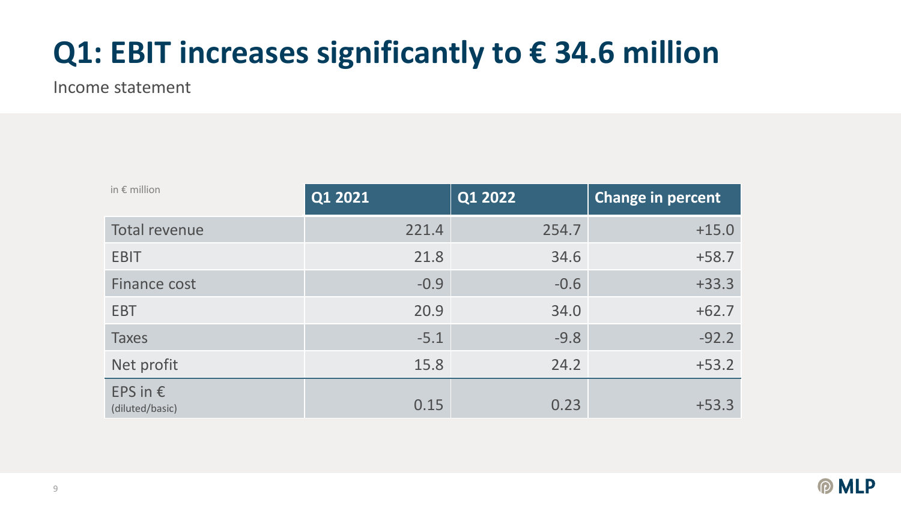# Q1: EBIT increases significantly to € 34.6 million

Income statement

| in € million | Q1 2021 | Q1 2022 | Change in percent |
|---|---|---|---|
| Total revenue | 221.4 | 254.7 | +15.0 |
| EBIT | 21.8 | 34.6 | +58.7 |
| Finance cost | -0.9 | -0.6 | +33.3 |
| EBT | 20.9 | 34.0 | +62.7 |
| Taxes | -5.1 | -9.8 | -92.2 |
| Net profit | 15.8 | 24.2 | +53.2 |
| EPS in € (diluted/basic) | 0.15 | 0.23 | +53.3 |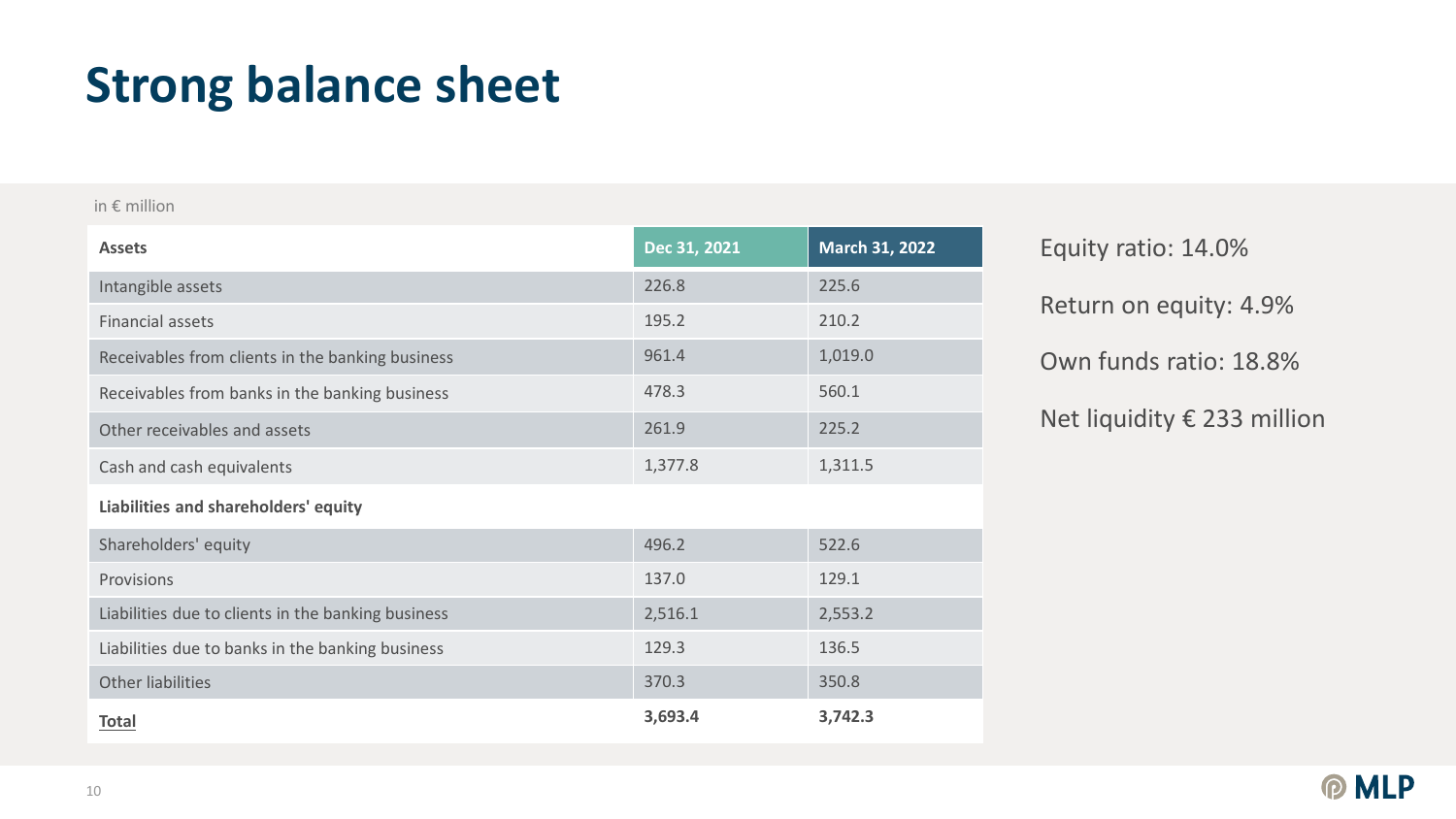# Strong balance sheet

in € million

| Assets | Dec 31, 2021 | March 31, 2022 |
| --- | --- | --- |
| Intangible assets | 226.8 | 225.6 |
| Financial assets | 195.2 | 210.2 |
| Receivables from clients in the banking business | 961.4 | 1,019.0 |
| Receivables from banks in the banking business | 478.3 | 560.1 |
| Other receivables and assets | 261.9 | 225.2 |
| Cash and cash equivalents | 1,377.8 | 1,311.5 |
| **Liabilities and shareholders' equity** | | |
| Shareholders' equity | 496.2 | 522.6 |
| Provisions | 137.0 | 129.1 |
| Liabilities due to clients in the banking business | 2,516.1 | 2,553.2 |
| Liabilities due to banks in the banking business | 129.3 | 136.5 |
| Other liabilities | 370.3 | 350.8 |
| **Total** | **3,693.4** | **3,742.3** |

Equity ratio: 14.0%

Return on equity: 4.9%

Own funds ratio: 18.8%

Net liquidity € 233 million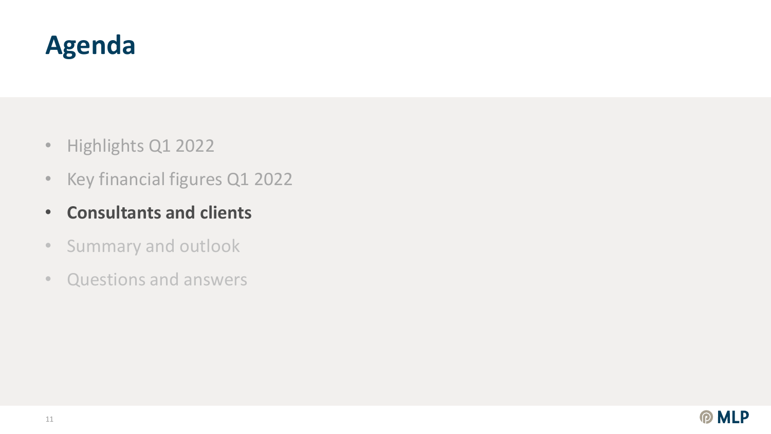# Agenda

- Highlights Q1 2022
- Key financial figures Q1 2022
- **Consultants and clients**
- Summary and outlook
- Questions and answers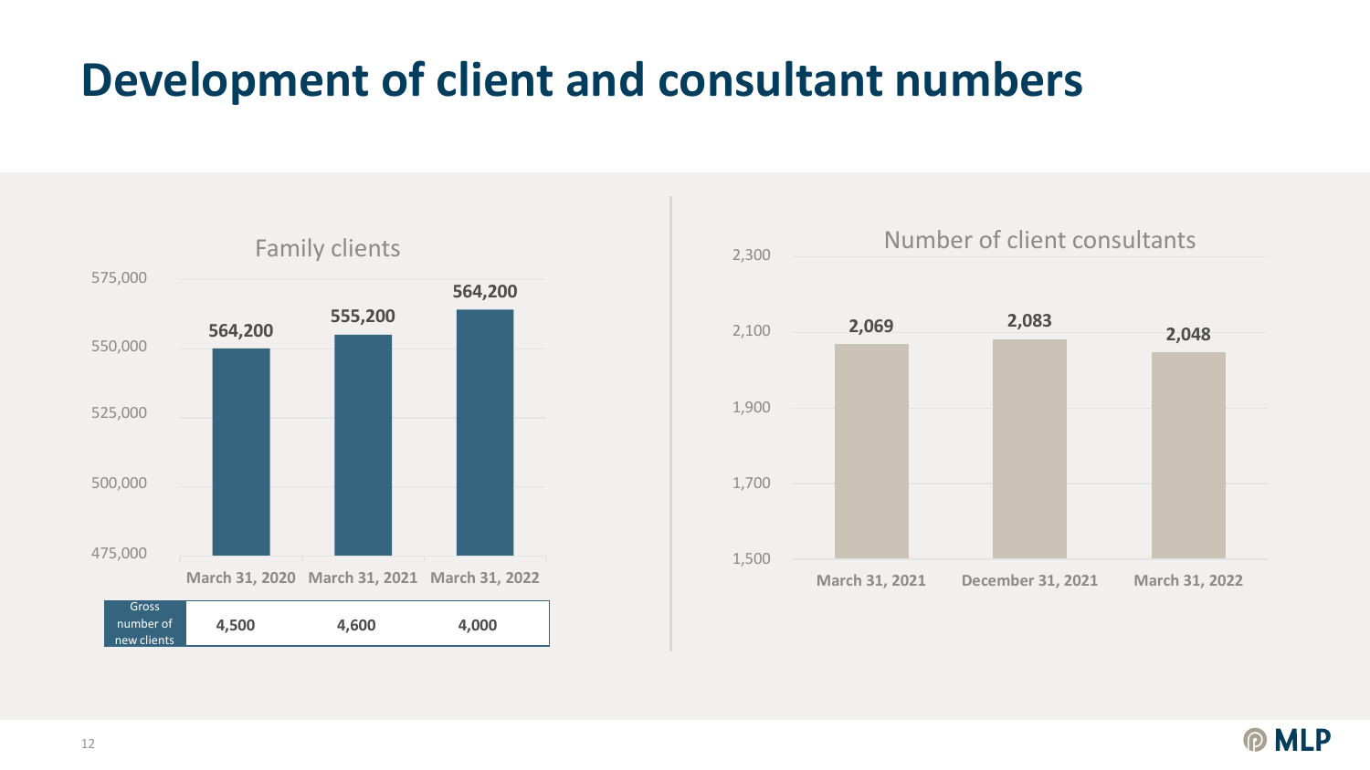# Development of client and consultant numbers

Family clients

575,000
550,000
525,000
500,000
475,000

564,200
555,200
564,200

March 31, 2020
March 31, 2021
March 31, 2022

| Gross number of new clients | 4,500 | 4,600 | 4,000 |
|---|---|---|---|

Number of client consultants

2,300
2,100
1,900
1,700
1,500

2,069
2,083
2,048

March 31, 2021
December 31, 2021
March 31, 2022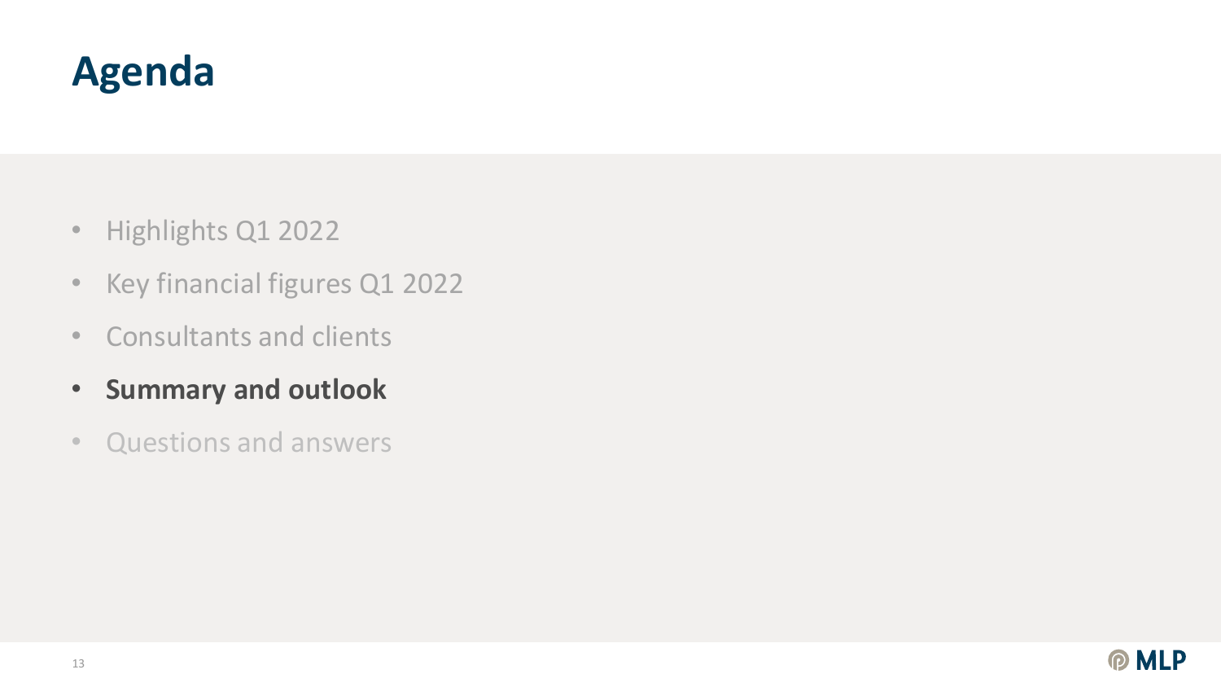# Agenda

- Highlights Q1 2022
- Key financial figures Q1 2022
- Consultants and clients
- **Summary and outlook**
- Questions and answers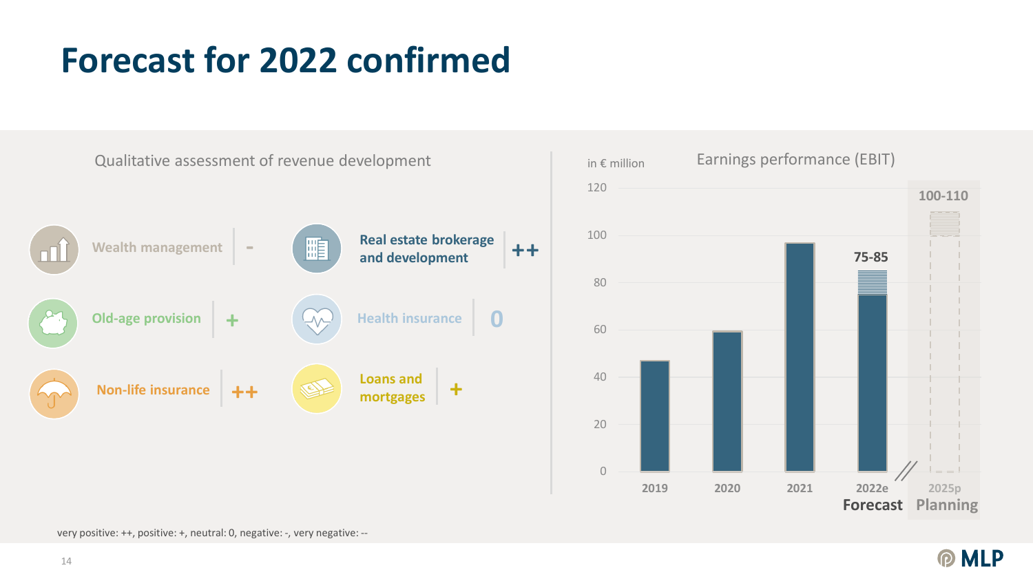# Forecast for 2022 confirmed

## Qualitative assessment of revenue development

- Wealth management: -
- Old-age provision: +
- Non-life insurance: ++
- Real estate brokerage and development: ++
- Health insurance: 0
- Loans and mortgages: +

very positive: ++, positive: +, neutral: 0, negative: -, very negative: --

## Earnings performance (EBIT)

in € million

120
100
80
60
40
20
0

2019
2020
2021
2022e
2025p

75-85
100-110

Forecast
Planning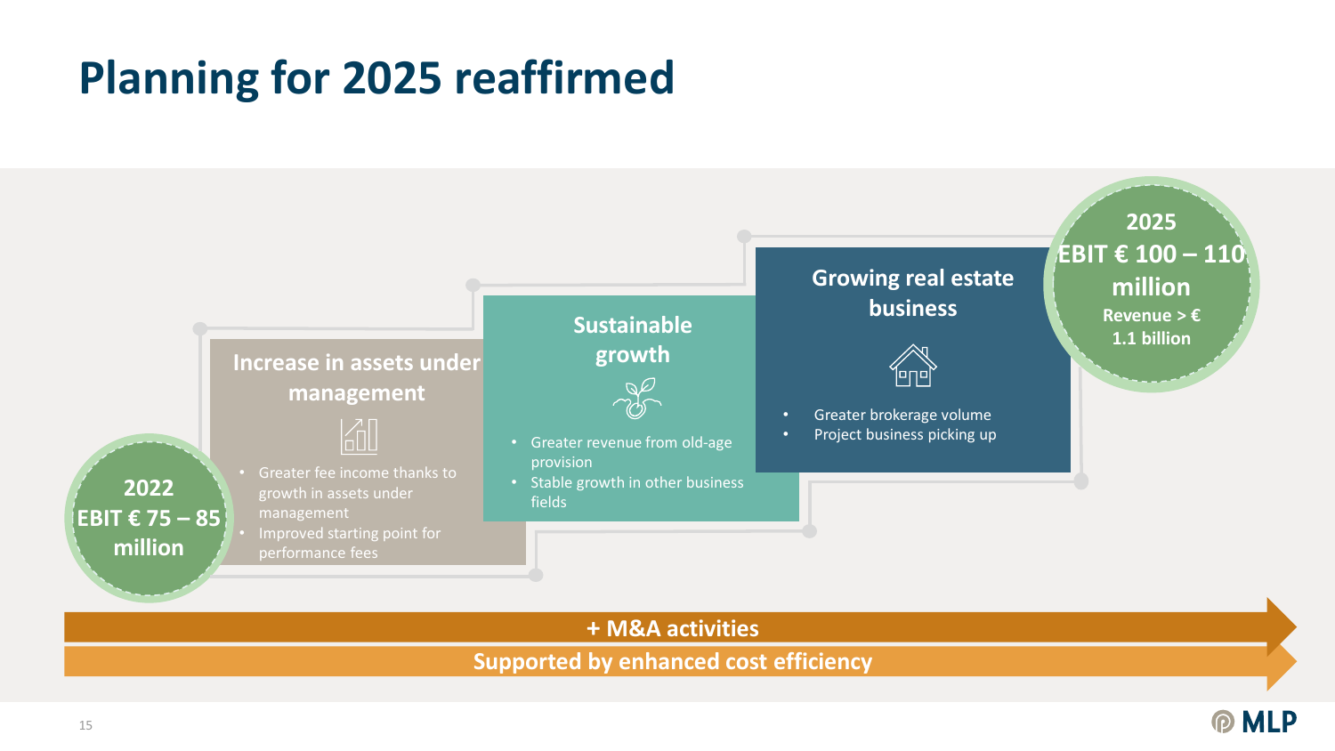# Planning for 2025 reaffirmed

**2022**
**EBIT € 75 – 85 million**

## Increase in assets under management

- Greater fee income thanks to growth in assets under management
- Improved starting point for performance fees

## Sustainable growth

- Greater revenue from old-age provision
- Stable growth in other business fields

## Growing real estate business

- Greater brokerage volume
- Project business picking up

**2025**
**EBIT € 100 – 110 million**
**Revenue > € 1.1 billion**

**+ M&A activities**

**Supported by enhanced cost efficiency**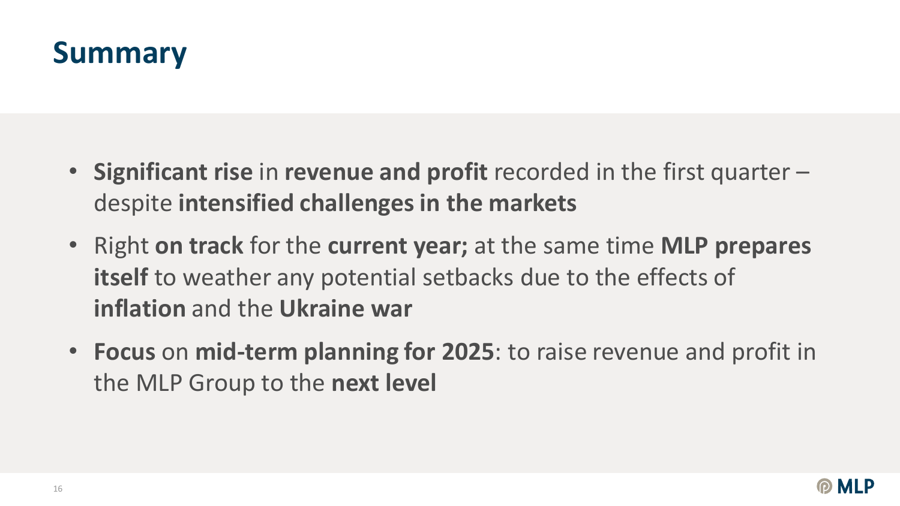# Summary

- **Significant rise** in **revenue and profit** recorded in the first quarter – despite **intensified challenges in the markets**
- Right **on track** for the **current year;** at the same time **MLP prepares itself** to weather any potential setbacks due to the effects of **inflation** and the **Ukraine war**
- **Focus** on **mid-term planning for 2025**: to raise revenue and profit in the MLP Group to the **next level**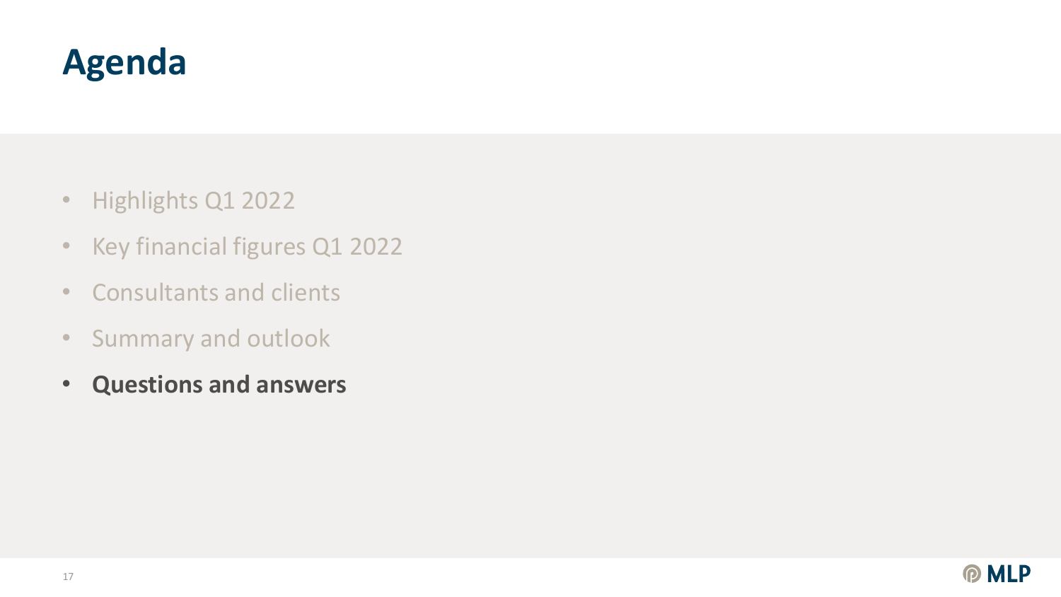# Agenda

- Highlights Q1 2022
- Key financial figures Q1 2022
- Consultants and clients
- Summary and outlook
- **Questions and answers**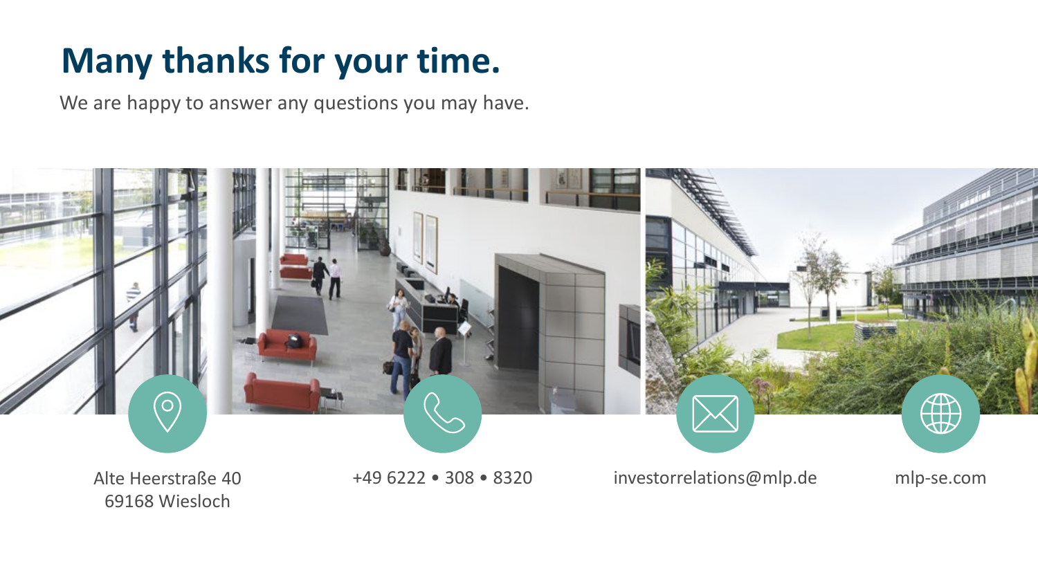# Many thanks for your time.

We are happy to answer any questions you may have.

Alte Heerstraße 40
69168 Wiesloch

+49 6222 • 308 • 8320

investorrelations@mlp.de

mlp-se.com